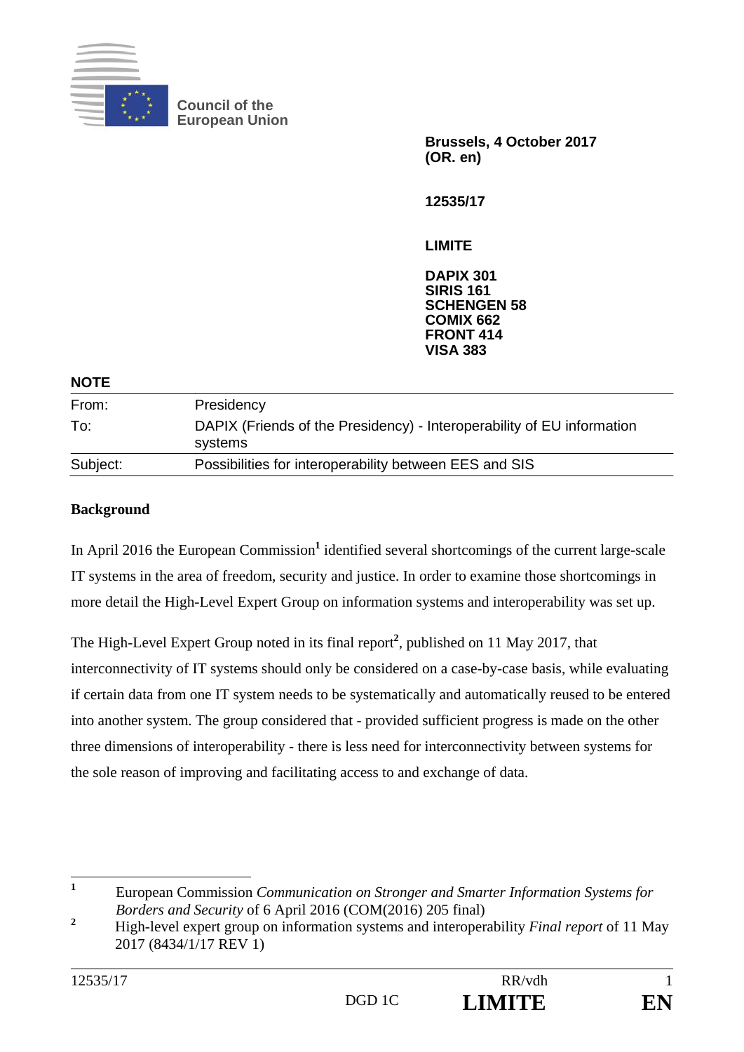**Council of the European Union**

**Brussels, 4 October 2017**
**(OR. en)**

**12535/17**

**LIMITE**

**DAPIX 301**
**SIRIS 161**
**SCHENGEN 58**
**COMIX 662**
**FRONT 414**
**VISA 383**

**NOTE**

| | |
|---|---|
| From: | Presidency |
| To: | DAPIX (Friends of the Presidency) - Interoperability of EU information systems |
| Subject: | Possibilities for interoperability between EES and SIS |

**Background**

In April 2016 the European Commission[1] identified several shortcomings of the current large-scale IT systems in the area of freedom, security and justice. In order to examine those shortcomings in more detail the High-Level Expert Group on information systems and interoperability was set up.

The High-Level Expert Group noted in its final report[2], published on 11 May 2017, that interconnectivity of IT systems should only be considered on a case-by-case basis, while evaluating if certain data from one IT system needs to be systematically and automatically reused to be entered into another system. The group considered that - provided sufficient progress is made on the other three dimensions of interoperability - there is less need for interconnectivity between systems for the sole reason of improving and facilitating access to and exchange of data.

[1] European Commission *Communication on Stronger and Smarter Information Systems for Borders and Security* of 6 April 2016 (COM(2016) 205 final)

[2] High-level expert group on information systems and interoperability *Final report* of 11 May 2017 (8434/1/17 REV 1)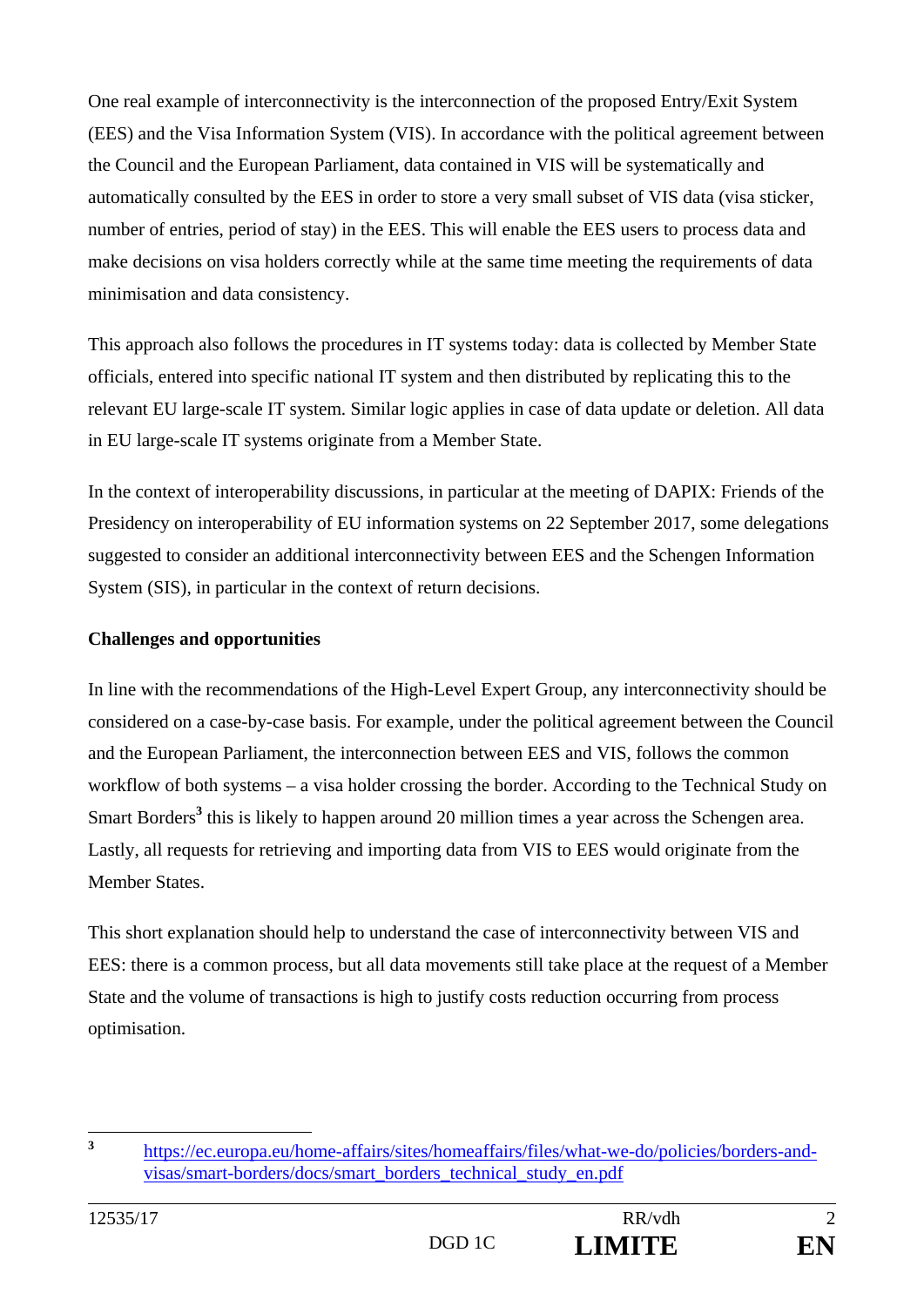One real example of interconnectivity is the interconnection of the proposed Entry/Exit System (EES) and the Visa Information System (VIS). In accordance with the political agreement between the Council and the European Parliament, data contained in VIS will be systematically and automatically consulted by the EES in order to store a very small subset of VIS data (visa sticker, number of entries, period of stay) in the EES. This will enable the EES users to process data and make decisions on visa holders correctly while at the same time meeting the requirements of data minimisation and data consistency.

This approach also follows the procedures in IT systems today: data is collected by Member State officials, entered into specific national IT system and then distributed by replicating this to the relevant EU large-scale IT system. Similar logic applies in case of data update or deletion. All data in EU large-scale IT systems originate from a Member State.

In the context of interoperability discussions, in particular at the meeting of DAPIX: Friends of the Presidency on interoperability of EU information systems on 22 September 2017, some delegations suggested to consider an additional interconnectivity between EES and the Schengen Information System (SIS), in particular in the context of return decisions.

**Challenges and opportunities**

In line with the recommendations of the High-Level Expert Group, any interconnectivity should be considered on a case-by-case basis. For example, under the political agreement between the Council and the European Parliament, the interconnection between EES and VIS, follows the common workflow of both systems – a visa holder crossing the border. According to the Technical Study on Smart Borders[3] this is likely to happen around 20 million times a year across the Schengen area. Lastly, all requests for retrieving and importing data from VIS to EES would originate from the Member States.

This short explanation should help to understand the case of interconnectivity between VIS and EES: there is a common process, but all data movements still take place at the request of a Member State and the volume of transactions is high to justify costs reduction occurring from process optimisation.

---

[3] https://ec.europa.eu/home-affairs/sites/homeaffairs/files/what-we-do/policies/borders-and-visas/smart-borders/docs/smart_borders_technical_study_en.pdf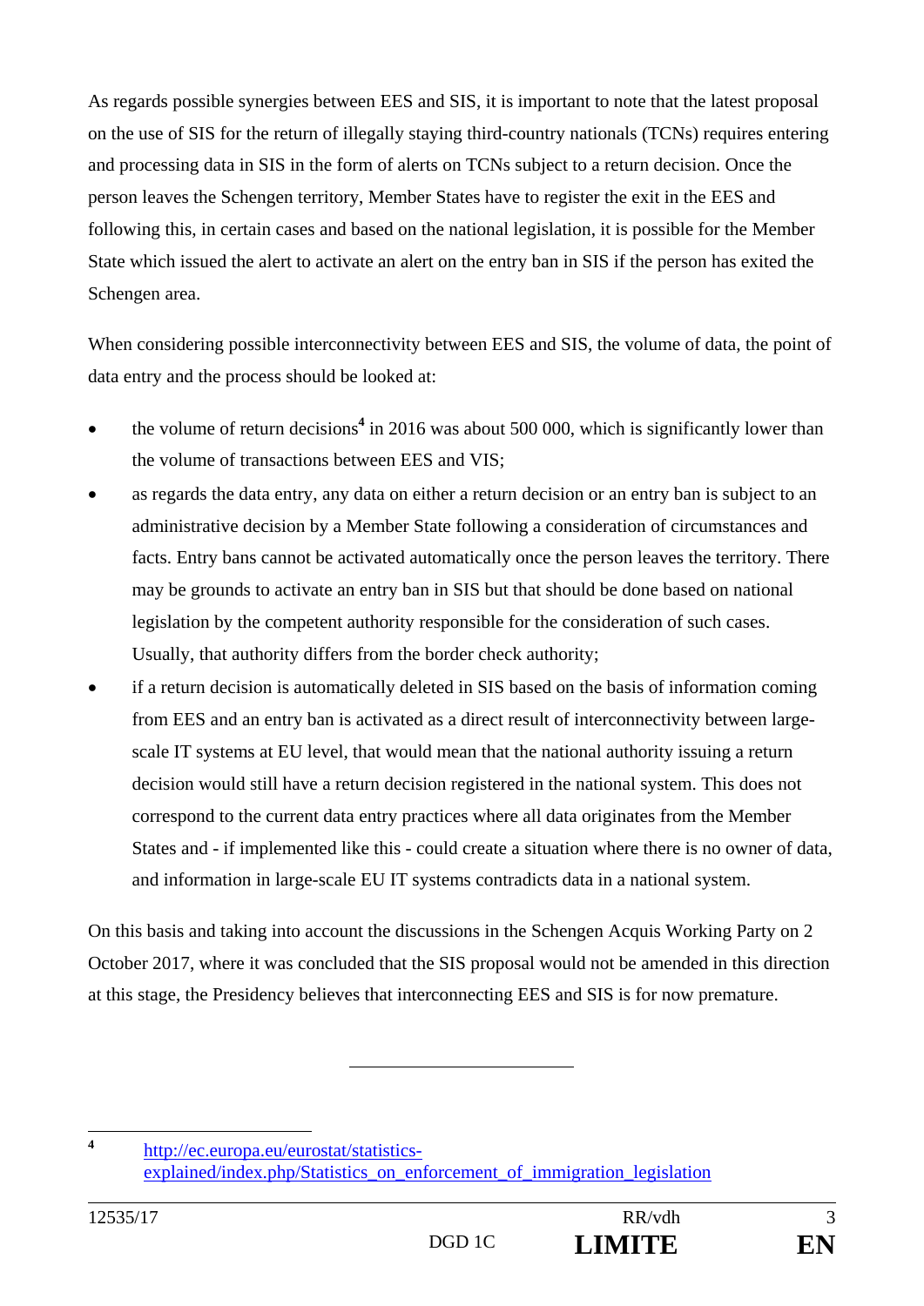As regards possible synergies between EES and SIS, it is important to note that the latest proposal on the use of SIS for the return of illegally staying third-country nationals (TCNs) requires entering and processing data in SIS in the form of alerts on TCNs subject to a return decision. Once the person leaves the Schengen territory, Member States have to register the exit in the EES and following this, in certain cases and based on the national legislation, it is possible for the Member State which issued the alert to activate an alert on the entry ban in SIS if the person has exited the Schengen area.

When considering possible interconnectivity between EES and SIS, the volume of data, the point of data entry and the process should be looked at:

- the volume of return decisions[4] in 2016 was about 500 000, which is significantly lower than the volume of transactions between EES and VIS;
- as regards the data entry, any data on either a return decision or an entry ban is subject to an administrative decision by a Member State following a consideration of circumstances and facts. Entry bans cannot be activated automatically once the person leaves the territory. There may be grounds to activate an entry ban in SIS but that should be done based on national legislation by the competent authority responsible for the consideration of such cases. Usually, that authority differs from the border check authority;
- if a return decision is automatically deleted in SIS based on the basis of information coming from EES and an entry ban is activated as a direct result of interconnectivity between large-scale IT systems at EU level, that would mean that the national authority issuing a return decision would still have a return decision registered in the national system. This does not correspond to the current data entry practices where all data originates from the Member States and - if implemented like this - could create a situation where there is no owner of data, and information in large-scale EU IT systems contradicts data in a national system.

On this basis and taking into account the discussions in the Schengen Acquis Working Party on 2 October 2017, where it was concluded that the SIS proposal would not be amended in this direction at this stage, the Presidency believes that interconnecting EES and SIS is for now premature.

---

[4] http://ec.europa.eu/eurostat/statistics-explained/index.php/Statistics_on_enforcement_of_immigration_legislation